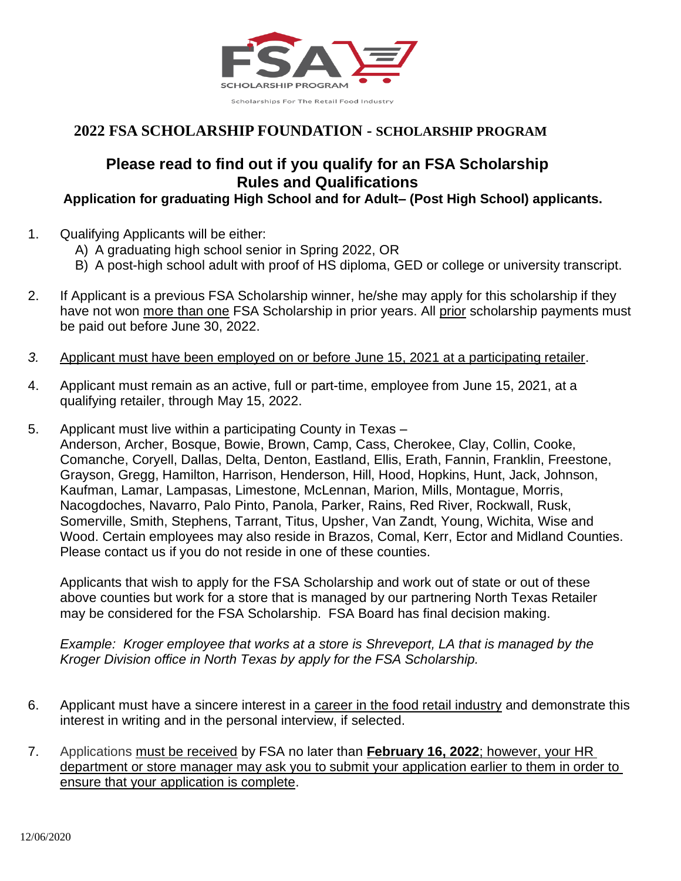FSA SCHOLARSHIP PROGRAM

Scholarships For The Retail Food Industry

# 2022 FSA SCHOLARSHIP FOUNDATION - SCHOLARSHIP PROGRAM

## Please read to find out if you qualify for an FSA Scholarship
## Rules and Qualifications

### Application for graduating High School and for Adult– (Post High School) applicants.

1. Qualifying Applicants will be either:
   A) A graduating high school senior in Spring 2022, OR
   B) A post-high school adult with proof of HS diploma, GED or college or university transcript.

2. If Applicant is a previous FSA Scholarship winner, he/she may apply for this scholarship if they have not won more than one FSA Scholarship in prior years. All prior scholarship payments must be paid out before June 30, 2022.

3. Applicant must have been employed on or before June 15, 2021 at a participating retailer.

4. Applicant must remain as an active, full or part-time, employee from June 15, 2021, at a qualifying retailer, through May 15, 2022.

5. Applicant must live within a participating County in Texas –
   Anderson, Archer, Bosque, Bowie, Brown, Camp, Cass, Cherokee, Clay, Collin, Cooke, Comanche, Coryell, Dallas, Delta, Denton, Eastland, Ellis, Erath, Fannin, Franklin, Freestone, Grayson, Gregg, Hamilton, Harrison, Henderson, Hill, Hood, Hopkins, Hunt, Jack, Johnson, Kaufman, Lamar, Lampasas, Limestone, McLennan, Marion, Mills, Montague, Morris, Nacogdoches, Navarro, Palo Pinto, Panola, Parker, Rains, Red River, Rockwall, Rusk, Somerville, Smith, Stephens, Tarrant, Titus, Upsher, Van Zandt, Young, Wichita, Wise and Wood. Certain employees may also reside in Brazos, Comal, Kerr, Ector and Midland Counties. Please contact us if you do not reside in one of these counties.

   Applicants that wish to apply for the FSA Scholarship and work out of state or out of these above counties but work for a store that is managed by our partnering North Texas Retailer may be considered for the FSA Scholarship. FSA Board has final decision making.

   *Example: Kroger employee that works at a store is Shreveport, LA that is managed by the Kroger Division office in North Texas by apply for the FSA Scholarship.*

6. Applicant must have a sincere interest in a career in the food retail industry and demonstrate this interest in writing and in the personal interview, if selected.

7. Applications must be received by FSA no later than **February 16, 2022**; however, your HR department or store manager may ask you to submit your application earlier to them in order to ensure that your application is complete.

12/06/2020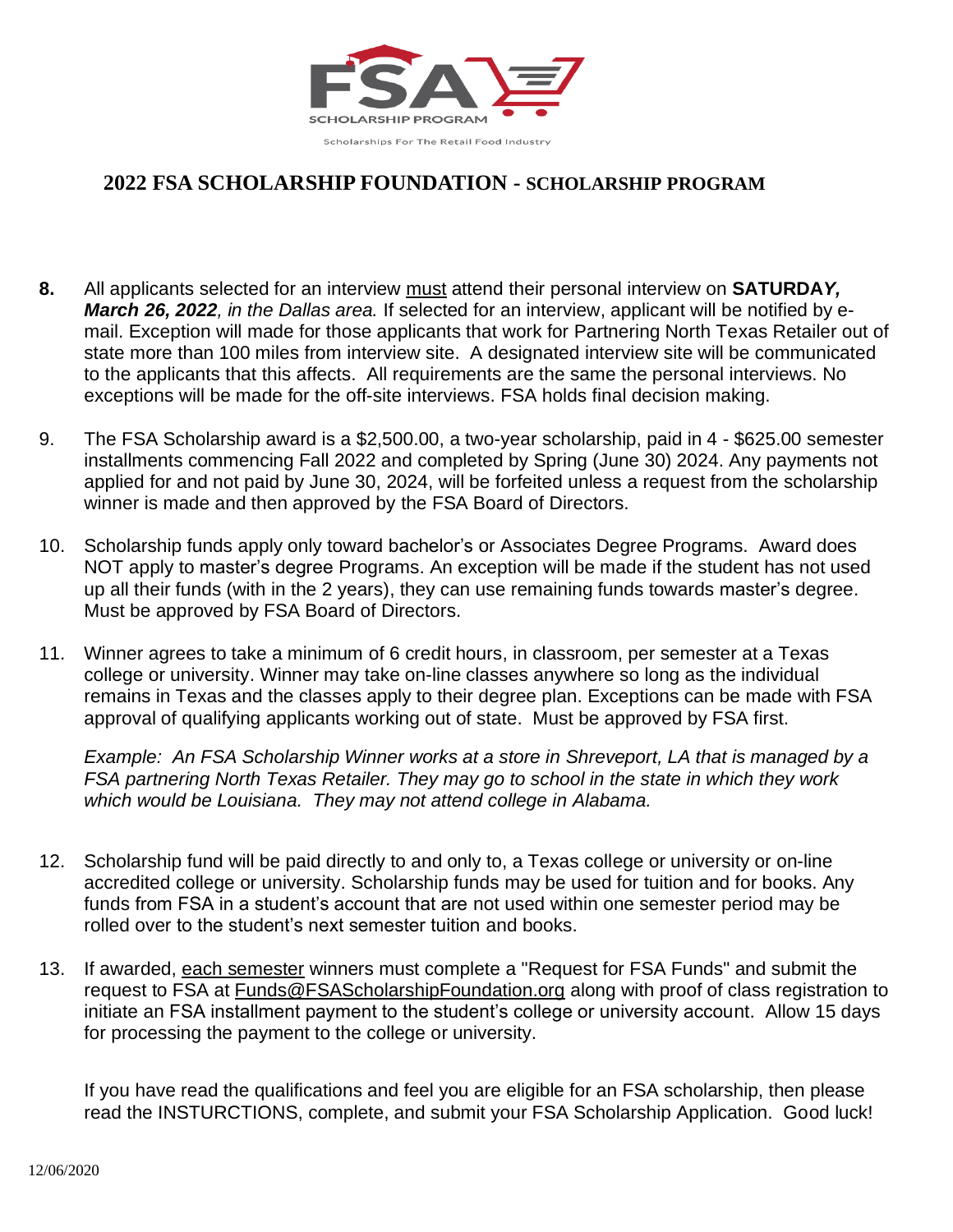## 2022 FSA SCHOLARSHIP FOUNDATION - SCHOLARSHIP PROGRAM

**8.** All applicants selected for an interview must attend their personal interview on **SATURDAY*, March 26, 2022**, in the Dallas area.* If selected for an interview, applicant will be notified by e-mail. Exception will made for those applicants that work for Partnering North Texas Retailer out of state more than 100 miles from interview site. A designated interview site will be communicated to the applicants that this affects. All requirements are the same the personal interviews. No exceptions will be made for the off-site interviews. FSA holds final decision making.

9. The FSA Scholarship award is a $2,500.00, a two-year scholarship, paid in 4 - $625.00 semester installments commencing Fall 2022 and completed by Spring (June 30) 2024. Any payments not applied for and not paid by June 30, 2024, will be forfeited unless a request from the scholarship winner is made and then approved by the FSA Board of Directors.

10. Scholarship funds apply only toward bachelor's or Associates Degree Programs. Award does NOT apply to master's degree Programs. An exception will be made if the student has not used up all their funds (with in the 2 years), they can use remaining funds towards master's degree. Must be approved by FSA Board of Directors.

11. Winner agrees to take a minimum of 6 credit hours, in classroom, per semester at a Texas college or university. Winner may take on-line classes anywhere so long as the individual remains in Texas and the classes apply to their degree plan. Exceptions can be made with FSA approval of qualifying applicants working out of state. Must be approved by FSA first.

    *Example: An FSA Scholarship Winner works at a store in Shreveport, LA that is managed by a FSA partnering North Texas Retailer. They may go to school in the state in which they work which would be Louisiana. They may not attend college in Alabama.*

12. Scholarship fund will be paid directly to and only to, a Texas college or university or on-line accredited college or university. Scholarship funds may be used for tuition and for books. Any funds from FSA in a student's account that are not used within one semester period may be rolled over to the student's next semester tuition and books.

13. If awarded, each semester winners must complete a "Request for FSA Funds" and submit the request to FSA at Funds@FSAScholarshipFoundation.org along with proof of class registration to initiate an FSA installment payment to the student's college or university account. Allow 15 days for processing the payment to the college or university.

If you have read the qualifications and feel you are eligible for an FSA scholarship, then please read the INSTURCTIONS, complete, and submit your FSA Scholarship Application. Good luck!

12/06/2020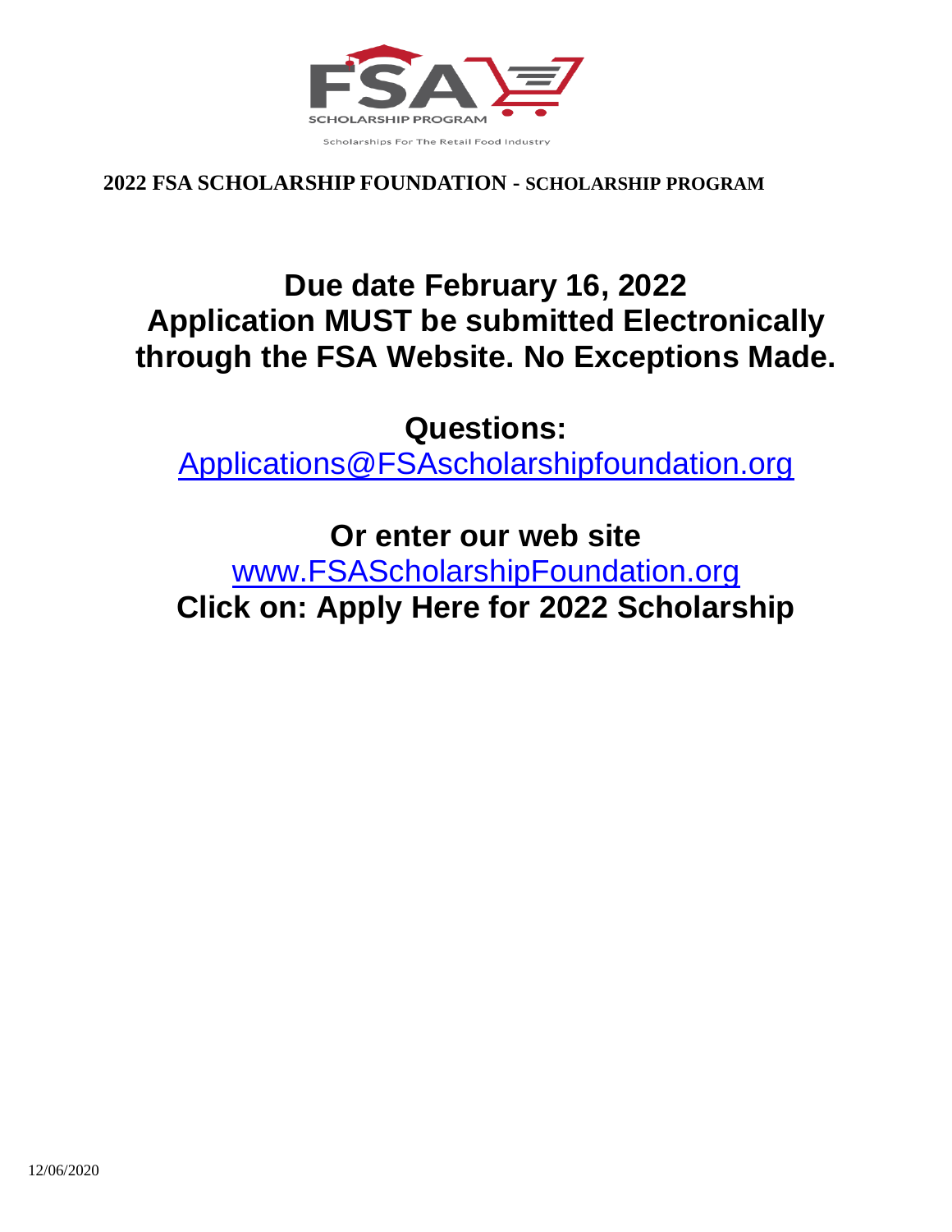FSA SCHOLARSHIP PROGRAM

Scholarships For The Retail Food Industry

**2022 FSA SCHOLARSHIP FOUNDATION - SCHOLARSHIP PROGRAM**

# Due date February 16, 2022
# Application MUST be submitted Electronically through the FSA Website. No Exceptions Made.

## Questions:

Applications@FSAscholarshipfoundation.org

## Or enter our web site

www.FSAScholarshipFoundation.org

## Click on: Apply Here for 2022 Scholarship

12/06/2020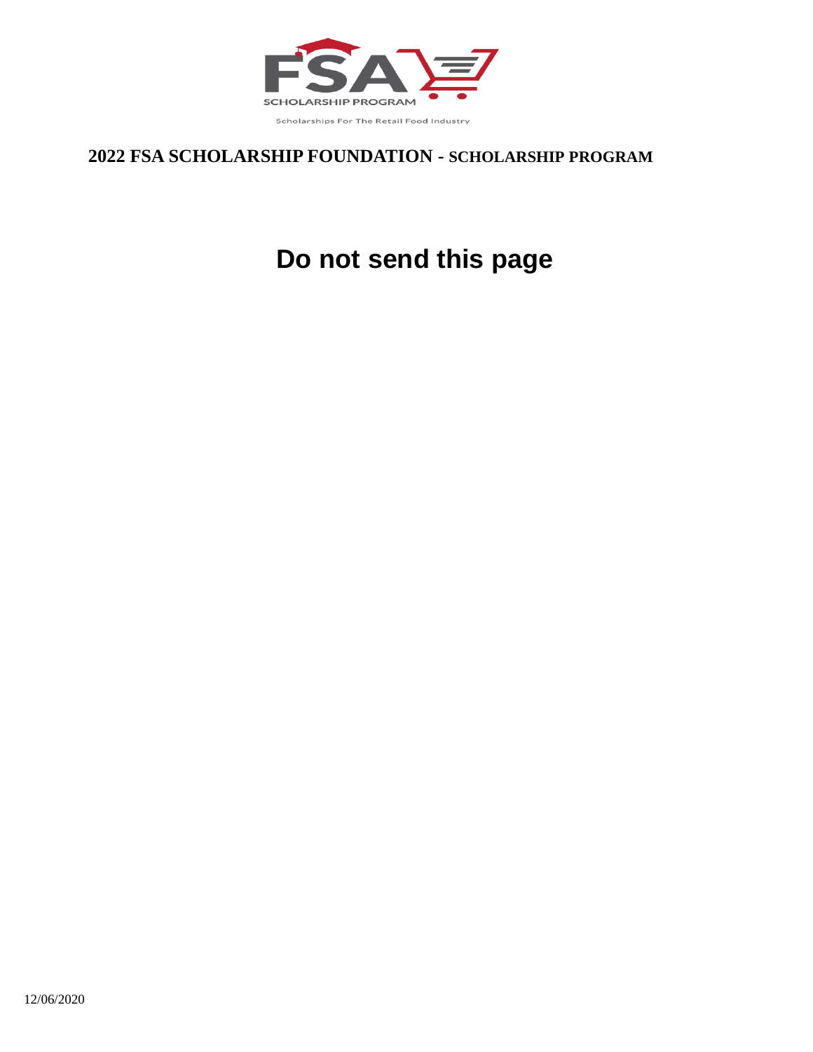FSA

SCHOLARSHIP PROGRAM

Scholarships For The Retail Food Industry

## 2022 FSA SCHOLARSHIP FOUNDATION - SCHOLARSHIP PROGRAM

# Do not send this page

12/06/2020